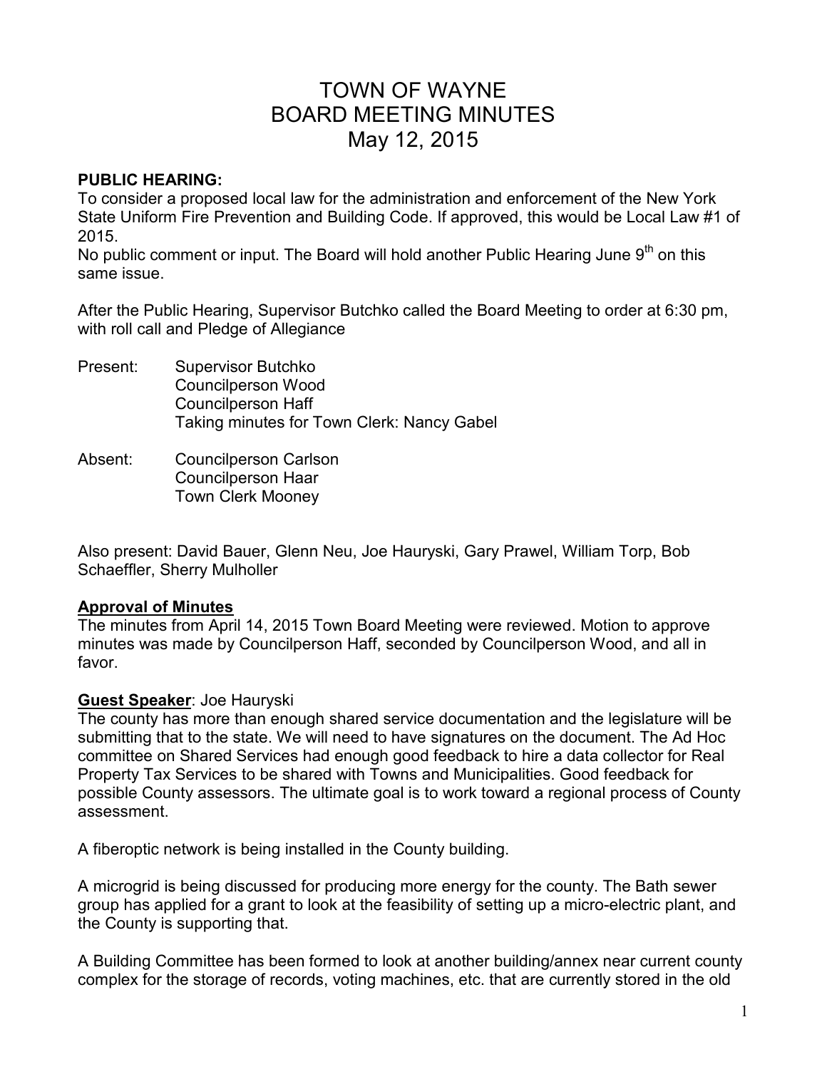# TOWN OF WAYNE
# BOARD MEETING MINUTES
# May 12, 2015

**PUBLIC HEARING:**
To consider a proposed local law for the administration and enforcement of the New York State Uniform Fire Prevention and Building Code. If approved, this would be Local Law #1 of 2015.
No public comment or input. The Board will hold another Public Hearing June 9th on this same issue.

After the Public Hearing, Supervisor Butchko called the Board Meeting to order at 6:30 pm, with roll call and Pledge of Allegiance

Present: Supervisor Butchko
Councilperson Wood
Councilperson Haff
Taking minutes for Town Clerk: Nancy Gabel

Absent: Councilperson Carlson
Councilperson Haar
Town Clerk Mooney

Also present: David Bauer, Glenn Neu, Joe Hauryski, Gary Prawel, William Torp, Bob Schaeffler, Sherry Mulholler

**Approval of Minutes**
The minutes from April 14, 2015 Town Board Meeting were reviewed. Motion to approve minutes was made by Councilperson Haff, seconded by Councilperson Wood, and all in favor.

**Guest Speaker**: Joe Hauryski
The county has more than enough shared service documentation and the legislature will be submitting that to the state. We will need to have signatures on the document. The Ad Hoc committee on Shared Services had enough good feedback to hire a data collector for Real Property Tax Services to be shared with Towns and Municipalities. Good feedback for possible County assessors. The ultimate goal is to work toward a regional process of County assessment.

A fiberoptic network is being installed in the County building.

A microgrid is being discussed for producing more energy for the county. The Bath sewer group has applied for a grant to look at the feasibility of setting up a micro-electric plant, and the County is supporting that.

A Building Committee has been formed to look at another building/annex near current county complex for the storage of records, voting machines, etc. that are currently stored in the old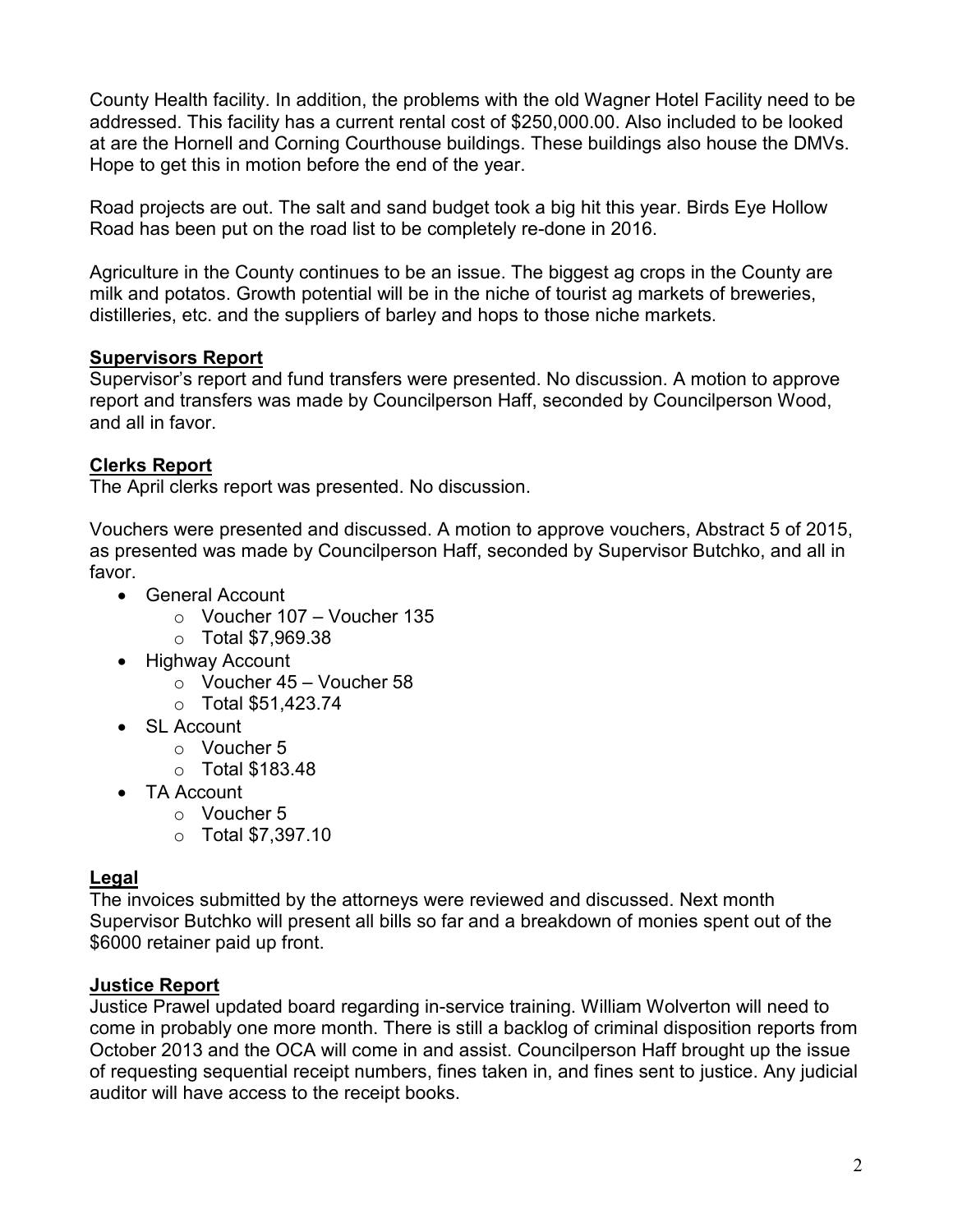County Health facility. In addition, the problems with the old Wagner Hotel Facility need to be addressed. This facility has a current rental cost of $250,000.00. Also included to be looked at are the Hornell and Corning Courthouse buildings. These buildings also house the DMVs. Hope to get this in motion before the end of the year.

Road projects are out. The salt and sand budget took a big hit this year. Birds Eye Hollow Road has been put on the road list to be completely re-done in 2016.

Agriculture in the County continues to be an issue. The biggest ag crops in the County are milk and potatos. Growth potential will be in the niche of tourist ag markets of breweries, distilleries, etc. and the suppliers of barley and hops to those niche markets.

## Supervisors Report

Supervisor's report and fund transfers were presented. No discussion. A motion to approve report and transfers was made by Councilperson Haff, seconded by Councilperson Wood, and all in favor.

## Clerks Report

The April clerks report was presented. No discussion.

Vouchers were presented and discussed. A motion to approve vouchers, Abstract 5 of 2015, as presented was made by Councilperson Haff, seconded by Supervisor Butchko, and all in favor.

- General Account
    - Voucher 107 – Voucher 135
    - Total $7,969.38
- Highway Account
    - Voucher 45 – Voucher 58
    - Total $51,423.74
- SL Account
    - Voucher 5
    - Total $183.48
- TA Account
    - Voucher 5
    - Total $7,397.10

## Legal

The invoices submitted by the attorneys were reviewed and discussed. Next month Supervisor Butchko will present all bills so far and a breakdown of monies spent out of the $6000 retainer paid up front.

## Justice Report

Justice Prawel updated board regarding in-service training. William Wolverton will need to come in probably one more month. There is still a backlog of criminal disposition reports from October 2013 and the OCA will come in and assist. Councilperson Haff brought up the issue of requesting sequential receipt numbers, fines taken in, and fines sent to justice. Any judicial auditor will have access to the receipt books.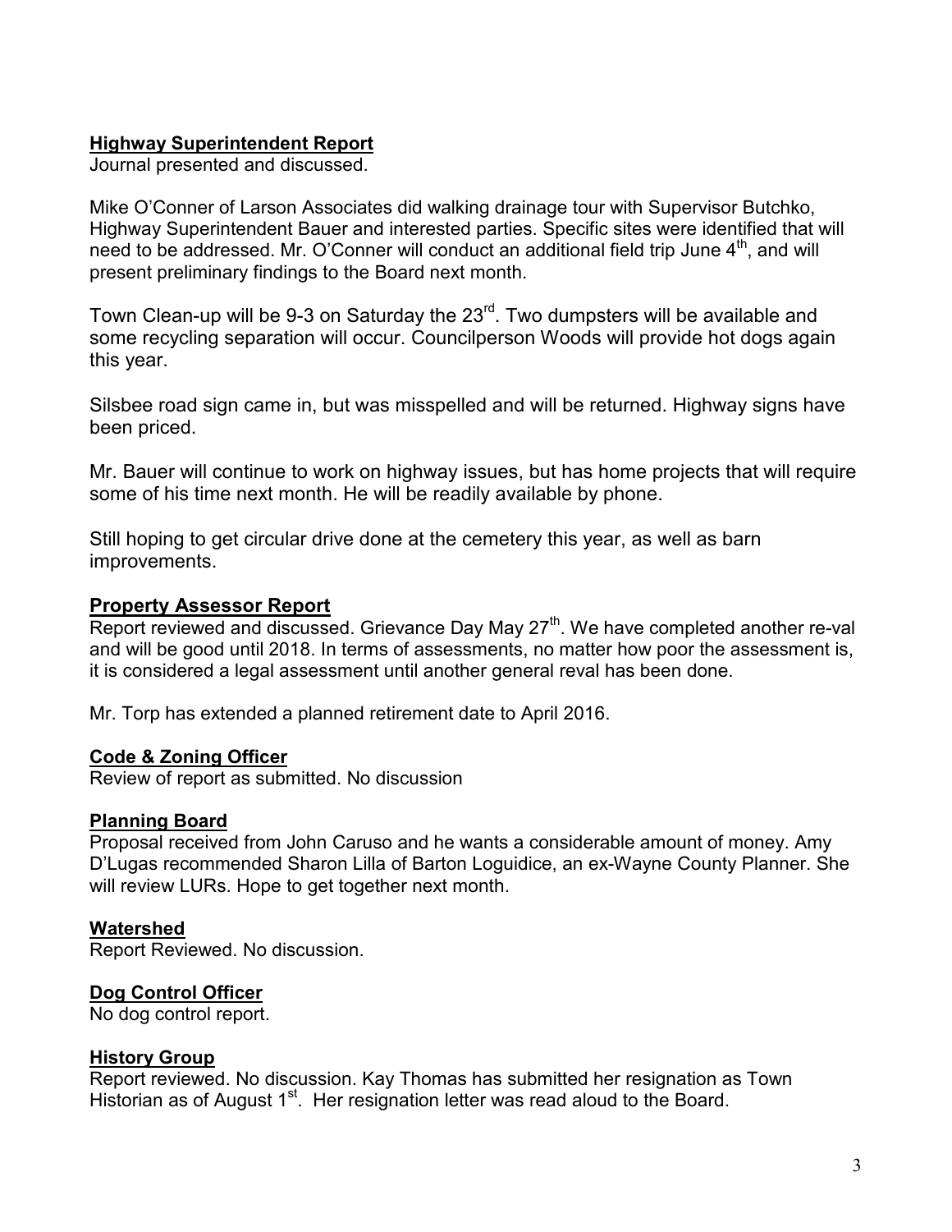**Highway Superintendent Report**
Journal presented and discussed.

Mike O'Conner of Larson Associates did walking drainage tour with Supervisor Butchko, Highway Superintendent Bauer and interested parties. Specific sites were identified that will need to be addressed. Mr. O'Conner will conduct an additional field trip June 4th, and will present preliminary findings to the Board next month.

Town Clean-up will be 9-3 on Saturday the 23rd. Two dumpsters will be available and some recycling separation will occur. Councilperson Woods will provide hot dogs again this year.

Silsbee road sign came in, but was misspelled and will be returned. Highway signs have been priced.

Mr. Bauer will continue to work on highway issues, but has home projects that will require some of his time next month. He will be readily available by phone.

Still hoping to get circular drive done at the cemetery this year, as well as barn improvements.

**Property Assessor Report**
Report reviewed and discussed. Grievance Day May 27th. We have completed another re-val and will be good until 2018. In terms of assessments, no matter how poor the assessment is, it is considered a legal assessment until another general reval has been done.

Mr. Torp has extended a planned retirement date to April 2016.

**Code & Zoning Officer**
Review of report as submitted. No discussion

**Planning Board**
Proposal received from John Caruso and he wants a considerable amount of money. Amy D'Lugas recommended Sharon Lilla of Barton Loguidice, an ex-Wayne County Planner. She will review LURs. Hope to get together next month.

**Watershed**
Report Reviewed. No discussion.

**Dog Control Officer**
No dog control report.

**History Group**
Report reviewed. No discussion. Kay Thomas has submitted her resignation as Town Historian as of August 1st. Her resignation letter was read aloud to the Board.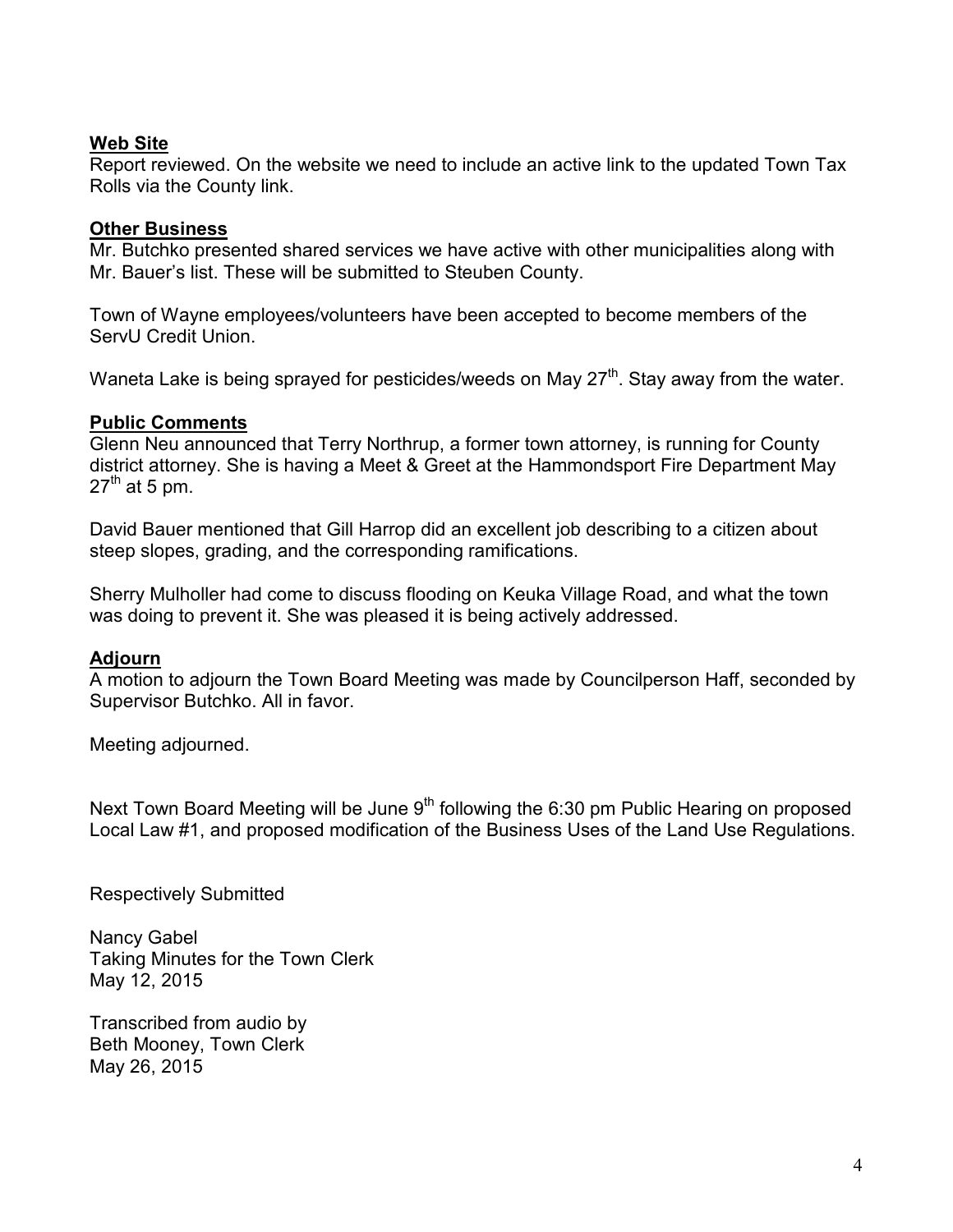**Web Site**

Report reviewed. On the website we need to include an active link to the updated Town Tax Rolls via the County link.

**Other Business**

Mr. Butchko presented shared services we have active with other municipalities along with Mr. Bauer's list. These will be submitted to Steuben County.

Town of Wayne employees/volunteers have been accepted to become members of the ServU Credit Union.

Waneta Lake is being sprayed for pesticides/weeds on May 27th. Stay away from the water.

**Public Comments**

Glenn Neu announced that Terry Northrup, a former town attorney, is running for County district attorney. She is having a Meet & Greet at the Hammondsport Fire Department May 27th at 5 pm.

David Bauer mentioned that Gill Harrop did an excellent job describing to a citizen about steep slopes, grading, and the corresponding ramifications.

Sherry Mulholler had come to discuss flooding on Keuka Village Road, and what the town was doing to prevent it. She was pleased it is being actively addressed.

**Adjourn**

A motion to adjourn the Town Board Meeting was made by Councilperson Haff, seconded by Supervisor Butchko. All in favor.

Meeting adjourned.

Next Town Board Meeting will be June 9th following the 6:30 pm Public Hearing on proposed Local Law #1, and proposed modification of the Business Uses of the Land Use Regulations.

Respectively Submitted

Nancy Gabel
Taking Minutes for the Town Clerk
May 12, 2015

Transcribed from audio by
Beth Mooney, Town Clerk
May 26, 2015